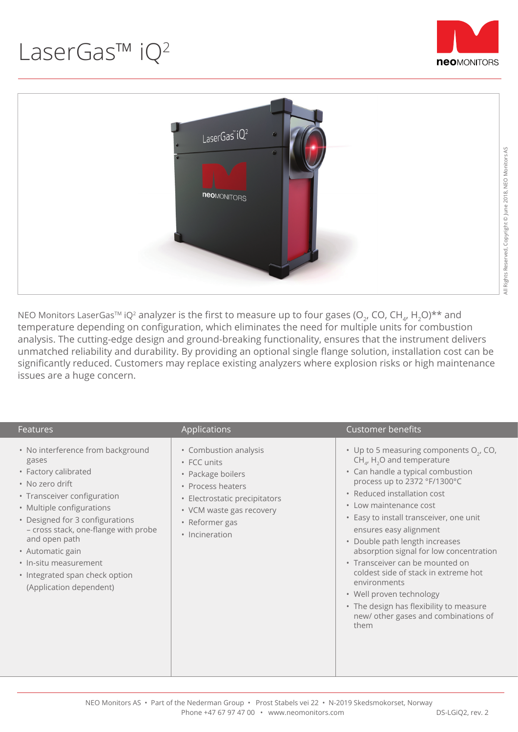# LaserGas™ iQ²

NEO Monitors LaserGas™ iQ² analyzer is the first to measure up to four gases ($O_2$, CO, $CH_4$, $H_2O$)** and temperature depending on configuration, which eliminates the need for multiple units for combustion analysis. The cutting-edge design and ground-breaking functionality, ensures that the instrument delivers unmatched reliability and durability. By providing an optional single flange solution, installation cost can be significantly reduced. Customers may replace existing analyzers where explosion risks or high maintenance issues are a huge concern.

| Features | Applications | Customer benefits |
|---|---|---|
| • No interference from background gases<br>• Factory calibrated<br>• No zero drift<br>• Transceiver configuration<br>• Multiple configurations<br>• Designed for 3 configurations – cross stack, one-flange with probe and open path<br>• Automatic gain<br>• In-situ measurement<br>• Integrated span check option (Application dependent) | • Combustion analysis<br>• FCC units<br>• Package boilers<br>• Process heaters<br>• Electrostatic precipitators<br>• VCM waste gas recovery<br>• Reformer gas<br>• Incineration | • Up to 5 measuring components $O_2$, CO, $CH_4$, $H_2O$ and temperature<br>• Can handle a typical combustion process up to 2372 °F/1300°C<br>• Reduced installation cost<br>• Low maintenance cost<br>• Easy to install transceiver, one unit ensures easy alignment<br>• Double path length increases absorption signal for low concentration<br>• Transceiver can be mounted on coldest side of stack in extreme hot environments<br>• Well proven technology<br>• The design has flexibility to measure new/ other gases and combinations of them |

NEO Monitors AS • Part of the Nederman Group • Prost Stabels vei 22 • N-2019 Skedsmokorset, Norway
Phone +47 67 97 47 00 • www.neomonitors.com

DS-LGiQ2, rev. 2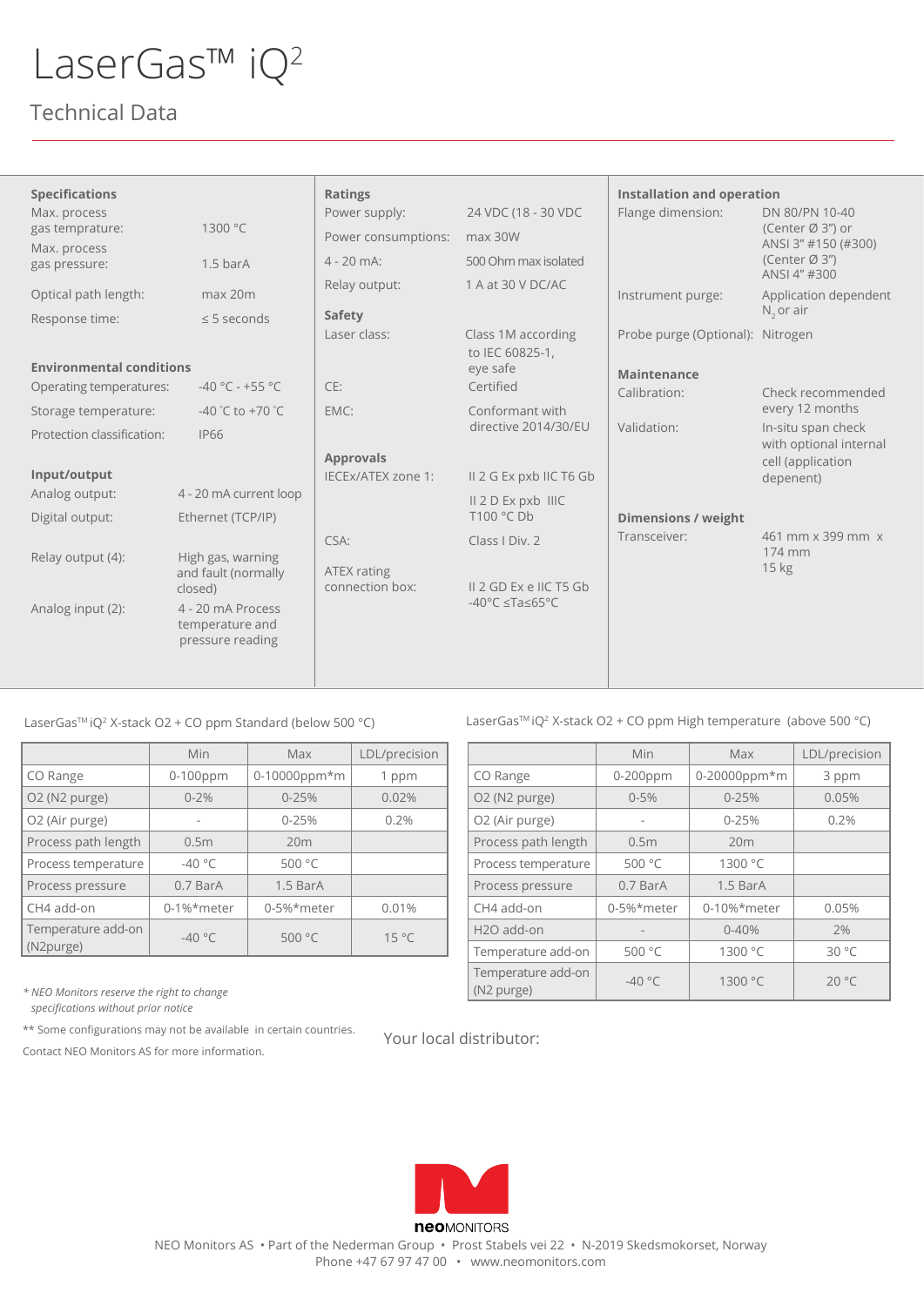# LaserGas™ iQ²

## Technical Data

### Specifications

| | |
|---|---|
| Max. process gas temprature: | 1300 °C |
| Max. process gas pressure: | 1.5 barA |
| Optical path length: | max 20m |
| Response time: | ≤ 5 seconds |

### Environmental conditions

| | |
|---|---|
| Operating temperatures: | -40 °C - +55 °C |
| Storage temperature: | -40 °C to +70 °C |
| Protection classification: | IP66 |

### Input/output

| | |
|---|---|
| Analog output: | 4 - 20 mA current loop |
| Digital output: | Ethernet (TCP/IP) |
| Relay output (4): | High gas, warning and fault (normally closed) |
| Analog input (2): | 4 - 20 mA Process temperature and pressure reading |

### Ratings

| | |
|---|---|
| Power supply: | 24 VDC (18 - 30 VDC |
| Power consumptions: | max 30W |
| 4 - 20 mA: | 500 Ohm max isolated |
| Relay output: | 1 A at 30 V DC/AC |

### Safety

| | |
|---|---|
| Laser class: | Class 1M according to IEC 60825-1, eye safe |
| CE: | Certified |
| EMC: | Conformant with directive 2014/30/EU |

### Approvals

| | |
|---|---|
| IECEx/ATEX zone 1: | II 2 G Ex pxb IIC T6 Gb<br>II 2 D Ex pxb IIIC T100 °C Db |
| CSA: | Class I Div. 2 |
| ATEX rating connection box: | II 2 GD Ex e IIC T5 Gb -40°C ≤Ta≤65°C |

### Installation and operation

| | |
|---|---|
| Flange dimension: | DN 80/PN 10-40 (Center Ø 3") or ANSI 3" #150 (#300) (Center Ø 3") ANSI 4" #300 |
| Instrument purge: | Application dependent $N_2$ or air |
| Probe purge (Optional): | Nitrogen |

### Maintenance

| | |
|---|---|
| Calibration: | Check recommended every 12 months |
| Validation: | In-situ span check with optional internal cell (application depenent) |

### Dimensions / weight

| | |
|---|---|
| Transceiver: | 461 mm x 399 mm x 174 mm<br>15 kg |

LaserGas™ iQ² X-stack O2 + CO ppm Standard (below 500 °C)

| | Min | Max | LDL/precision |
|---|---|---|---|
| CO Range | 0-100ppm | 0-10000ppm*m | 1 ppm |
| O2 (N2 purge) | 0-2% | 0-25% | 0.02% |
| O2 (Air purge) | - | 0-25% | 0.2% |
| Process path length | 0.5m | 20m | |
| Process temperature | -40 °C | 500 °C | |
| Process pressure | 0.7 BarA | 1.5 BarA | |
| CH4 add-on | 0-1%*meter | 0-5%*meter | 0.01% |
| Temperature add-on (N2purge) | -40 °C | 500 °C | 15 °C |

LaserGas™ iQ² X-stack O2 + CO ppm High temperature (above 500 °C)

| | Min | Max | LDL/precision |
|---|---|---|---|
| CO Range | 0-200ppm | 0-20000ppm*m | 3 ppm |
| O2 (N2 purge) | 0-5% | 0-25% | 0.05% |
| O2 (Air purge) | - | 0-25% | 0.2% |
| Process path length | 0.5m | 20m | |
| Process temperature | 500 °C | 1300 °C | |
| Process pressure | 0.7 BarA | 1.5 BarA | |
| CH4 add-on | 0-5%*meter | 0-10%*meter | 0.05% |
| H2O add-on | - | 0-40% | 2% |
| Temperature add-on | 500 °C | 1300 °C | 30 °C |
| Temperature add-on (N2 purge) | -40 °C | 1300 °C | 20 °C |

*\* NEO Monitors reserve the right to change specifications without prior notice*

** Some configurations may not be available in certain countries.

Contact NEO Monitors AS for more information.

Your local distributor:

neoMONITORS

NEO Monitors AS • Part of the Nederman Group • Prost Stabels vei 22 • N-2019 Skedsmokorset, Norway
Phone +47 67 97 47 00 • www.neomonitors.com